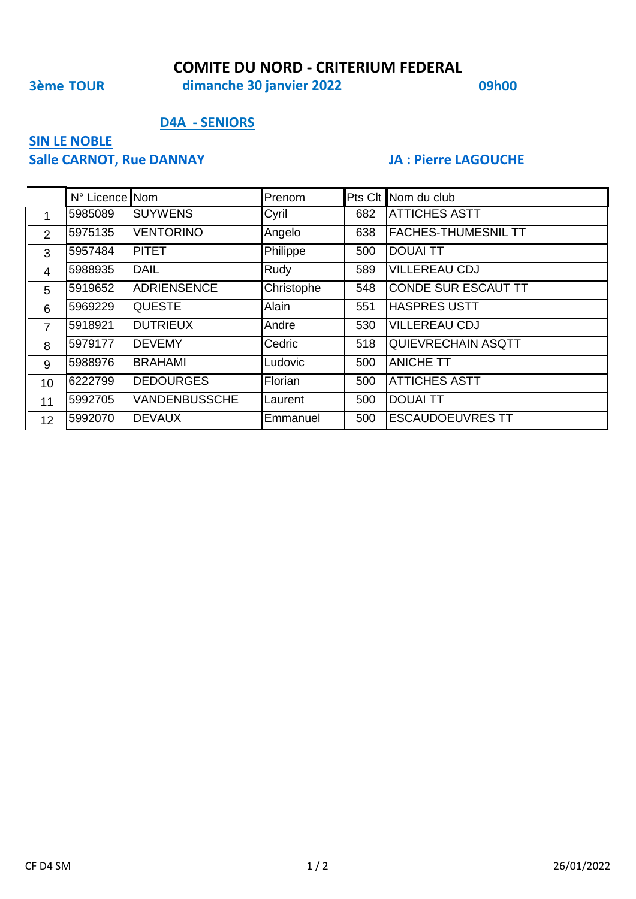# COMITE DU NORD - CRITERIUM FEDERAL

**3ème TOUR** **dimanche 30 janvier 2022** **09h00**

## D4A - SENIORS

**SIN LE NOBLE**

**Salle CARNOT, Rue DANNAY** **JA : Pierre LAGOUCHE**

| | N° Licence | Nom | Prenom | Pts Clt | Nom du club |
|---|---|---|---|---|---|
| 1 | 5985089 | SUYWENS | Cyril | 682 | ATTICHES ASTT |
| 2 | 5975135 | VENTORINO | Angelo | 638 | FACHES-THUMESNIL TT |
| 3 | 5957484 | PITET | Philippe | 500 | DOUAI TT |
| 4 | 5988935 | DAIL | Rudy | 589 | VILLEREAU CDJ |
| 5 | 5919652 | ADRIENSENCE | Christophe | 548 | CONDE SUR ESCAUT TT |
| 6 | 5969229 | QUESTE | Alain | 551 | HASPRES USTT |
| 7 | 5918921 | DUTRIEUX | Andre | 530 | VILLEREAU CDJ |
| 8 | 5979177 | DEVEMY | Cedric | 518 | QUIEVRECHAIN ASQTT |
| 9 | 5988976 | BRAHAMI | Ludovic | 500 | ANICHE TT |
| 10 | 6222799 | DEDOURGES | Florian | 500 | ATTICHES ASTT |
| 11 | 5992705 | VANDENBUSSCHE | Laurent | 500 | DOUAI TT |
| 12 | 5992070 | DEVAUX | Emmanuel | 500 | ESCAUDOEUVRES TT |

CF D4 SM 26/01/2022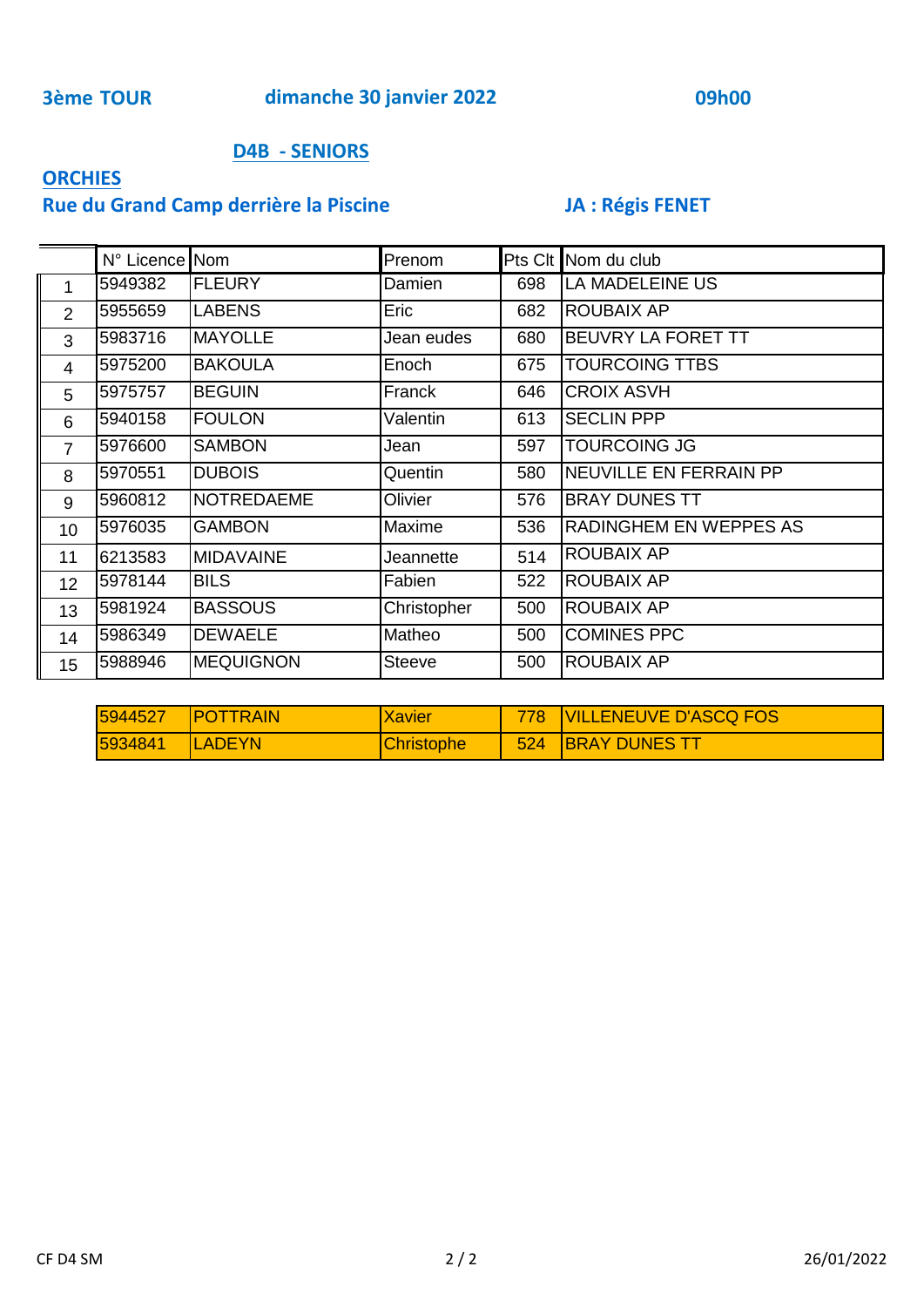**3ème TOUR** **dimanche 30 janvier 2022** **09h00**

## D4B - SENIORS

**ORCHIES**

**Rue du Grand Camp derrière la Piscine** **JA : Régis FENET**

| | N° Licence | Nom | Prenom | Pts Clt | Nom du club |
|---|---|---|---|---|---|
| 1 | 5949382 | FLEURY | Damien | 698 | LA MADELEINE US |
| 2 | 5955659 | LABENS | Eric | 682 | ROUBAIX AP |
| 3 | 5983716 | MAYOLLE | Jean eudes | 680 | BEUVRY LA FORET TT |
| 4 | 5975200 | BAKOULA | Enoch | 675 | TOURCOING TTBS |
| 5 | 5975757 | BEGUIN | Franck | 646 | CROIX ASVH |
| 6 | 5940158 | FOULON | Valentin | 613 | SECLIN PPP |
| 7 | 5976600 | SAMBON | Jean | 597 | TOURCOING JG |
| 8 | 5970551 | DUBOIS | Quentin | 580 | NEUVILLE EN FERRAIN PP |
| 9 | 5960812 | NOTREDAEME | Olivier | 576 | BRAY DUNES TT |
| 10 | 5976035 | GAMBON | Maxime | 536 | RADINGHEM EN WEPPES AS |
| 11 | 6213583 | MIDAVAINE | Jeannette | 514 | ROUBAIX AP |
| 12 | 5978144 | BILS | Fabien | 522 | ROUBAIX AP |
| 13 | 5981924 | BASSOUS | Christopher | 500 | ROUBAIX AP |
| 14 | 5986349 | DEWAELE | Matheo | 500 | COMINES PPC |
| 15 | 5988946 | MEQUIGNON | Steeve | 500 | ROUBAIX AP |

| | | | | |
|---|---|---|---|---|
| 5944527 | POTTRAIN | Xavier | 778 | VILLENEUVE D'ASCQ FOS |
| 5934841 | LADEYN | Christophe | 524 | BRAY DUNES TT |

CF D4 SM 26/01/2022